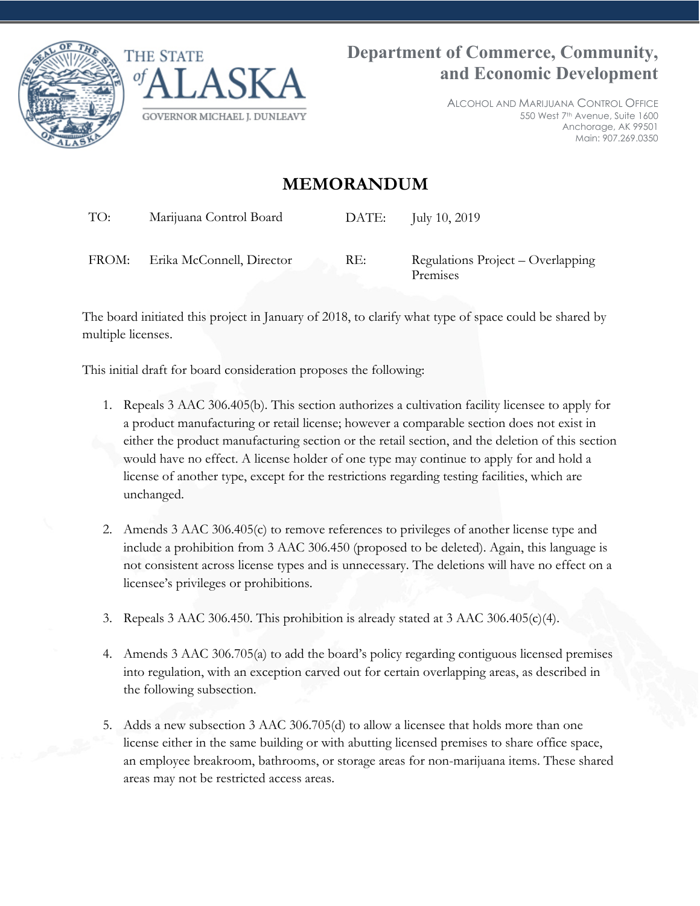# Department of Commerce, Community, and Economic Development

ALCOHOL AND MARIJUANA CONTROL OFFICE
550 West 7th Avenue, Suite 1600
Anchorage, AK 99501
Main: 907.269.0350

THE STATE of ALASKA
GOVERNOR MICHAEL J. DUNLEAVY

## MEMORANDUM

| | | | |
|---|---|---|---|
| TO: | Marijuana Control Board | DATE: | July 10, 2019 |
| FROM: | Erika McConnell, Director | RE: | Regulations Project – Overlapping Premises |

The board initiated this project in January of 2018, to clarify what type of space could be shared by multiple licenses.

This initial draft for board consideration proposes the following:

1. Repeals 3 AAC 306.405(b). This section authorizes a cultivation facility licensee to apply for a product manufacturing or retail license; however a comparable section does not exist in either the product manufacturing section or the retail section, and the deletion of this section would have no effect. A license holder of one type may continue to apply for and hold a license of another type, except for the restrictions regarding testing facilities, which are unchanged.

2. Amends 3 AAC 306.405(c) to remove references to privileges of another license type and include a prohibition from 3 AAC 306.450 (proposed to be deleted). Again, this language is not consistent across license types and is unnecessary. The deletions will have no effect on a licensee's privileges or prohibitions.

3. Repeals 3 AAC 306.450. This prohibition is already stated at 3 AAC 306.405(c)(4).

4. Amends 3 AAC 306.705(a) to add the board's policy regarding contiguous licensed premises into regulation, with an exception carved out for certain overlapping areas, as described in the following subsection.

5. Adds a new subsection 3 AAC 306.705(d) to allow a licensee that holds more than one license either in the same building or with abutting licensed premises to share office space, an employee breakroom, bathrooms, or storage areas for non-marijuana items. These shared areas may not be restricted access areas.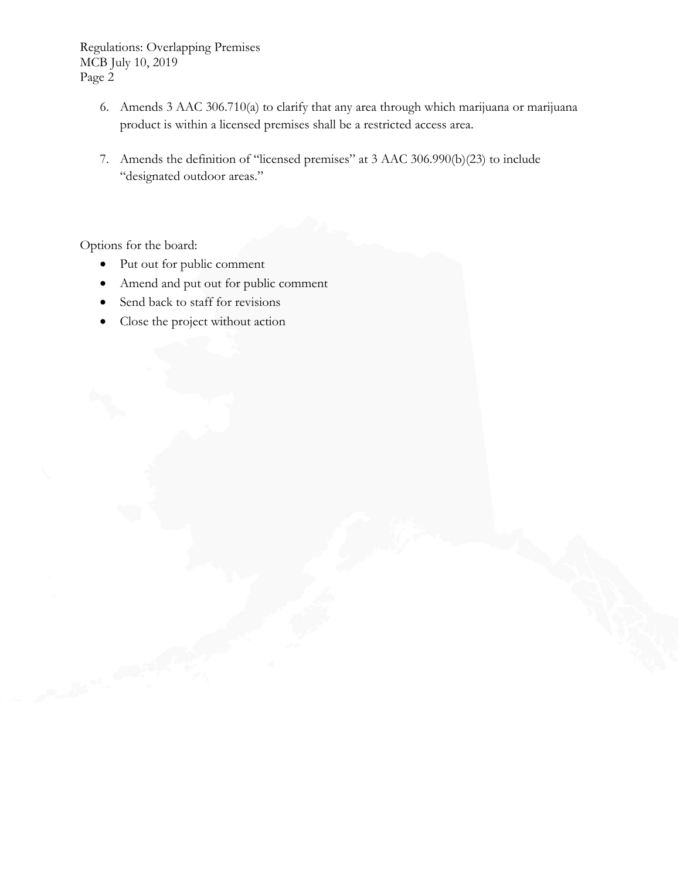6. Amends 3 AAC 306.710(a) to clarify that any area through which marijuana or marijuana product is within a licensed premises shall be a restricted access area.

7. Amends the definition of "licensed premises" at 3 AAC 306.990(b)(23) to include "designated outdoor areas."

Options for the board:

- Put out for public comment
- Amend and put out for public comment
- Send back to staff for revisions
- Close the project without action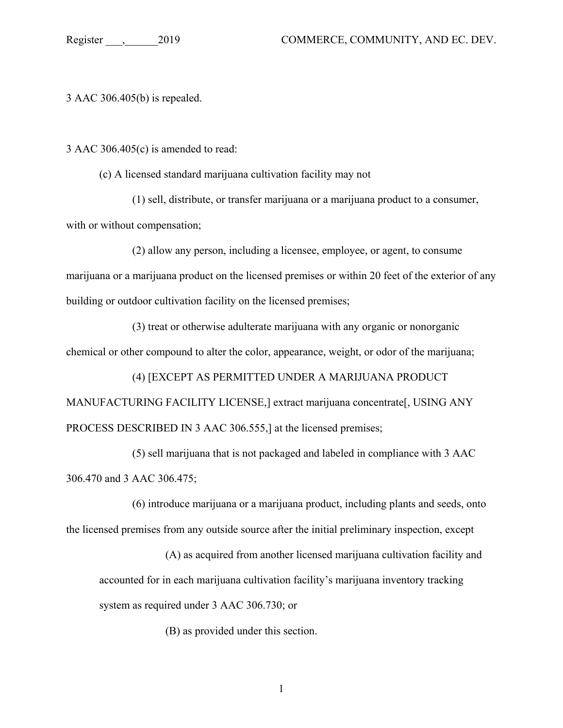3 AAC 306.405(b) is repealed.

3 AAC 306.405(c) is amended to read:

(c) A licensed standard marijuana cultivation facility may not

(1) sell, distribute, or transfer marijuana or a marijuana product to a consumer, with or without compensation;

(2) allow any person, including a licensee, employee, or agent, to consume marijuana or a marijuana product on the licensed premises or within 20 feet of the exterior of any building or outdoor cultivation facility on the licensed premises;

(3) treat or otherwise adulterate marijuana with any organic or nonorganic chemical or other compound to alter the color, appearance, weight, or odor of the marijuana;

(4) [EXCEPT AS PERMITTED UNDER A MARIJUANA PRODUCT MANUFACTURING FACILITY LICENSE,] extract marijuana concentrate[, USING ANY PROCESS DESCRIBED IN 3 AAC 306.555,] at the licensed premises;

(5) sell marijuana that is not packaged and labeled in compliance with 3 AAC 306.470 and 3 AAC 306.475;

(6) introduce marijuana or a marijuana product, including plants and seeds, onto the licensed premises from any outside source after the initial preliminary inspection, except

(A) as acquired from another licensed marijuana cultivation facility and accounted for in each marijuana cultivation facility's marijuana inventory tracking system as required under 3 AAC 306.730; or

(B) as provided under this section.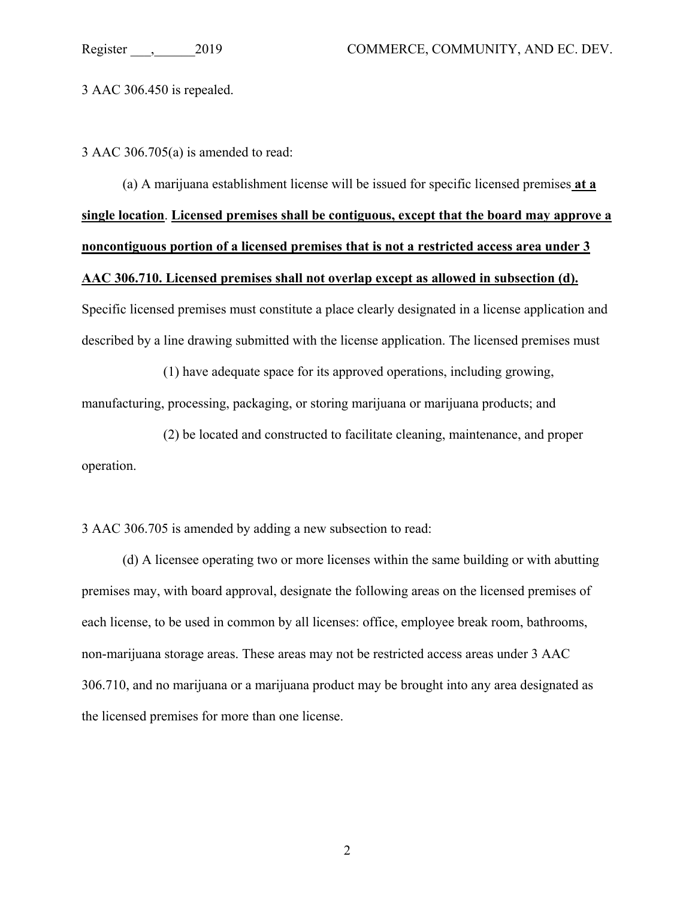3 AAC 306.450 is repealed.

3 AAC 306.705(a) is amended to read:

(a) A marijuana establishment license will be issued for specific licensed premises **at a single location**. **Licensed premises shall be contiguous, except that the board may approve a noncontiguous portion of a licensed premises that is not a restricted access area under 3 AAC 306.710. Licensed premises shall not overlap except as allowed in subsection (d).** Specific licensed premises must constitute a place clearly designated in a license application and described by a line drawing submitted with the license application. The licensed premises must

(1) have adequate space for its approved operations, including growing, manufacturing, processing, packaging, or storing marijuana or marijuana products; and

(2) be located and constructed to facilitate cleaning, maintenance, and proper operation.

3 AAC 306.705 is amended by adding a new subsection to read:

(d) A licensee operating two or more licenses within the same building or with abutting premises may, with board approval, designate the following areas on the licensed premises of each license, to be used in common by all licenses: office, employee break room, bathrooms, non-marijuana storage areas. These areas may not be restricted access areas under 3 AAC 306.710, and no marijuana or a marijuana product may be brought into any area designated as the licensed premises for more than one license.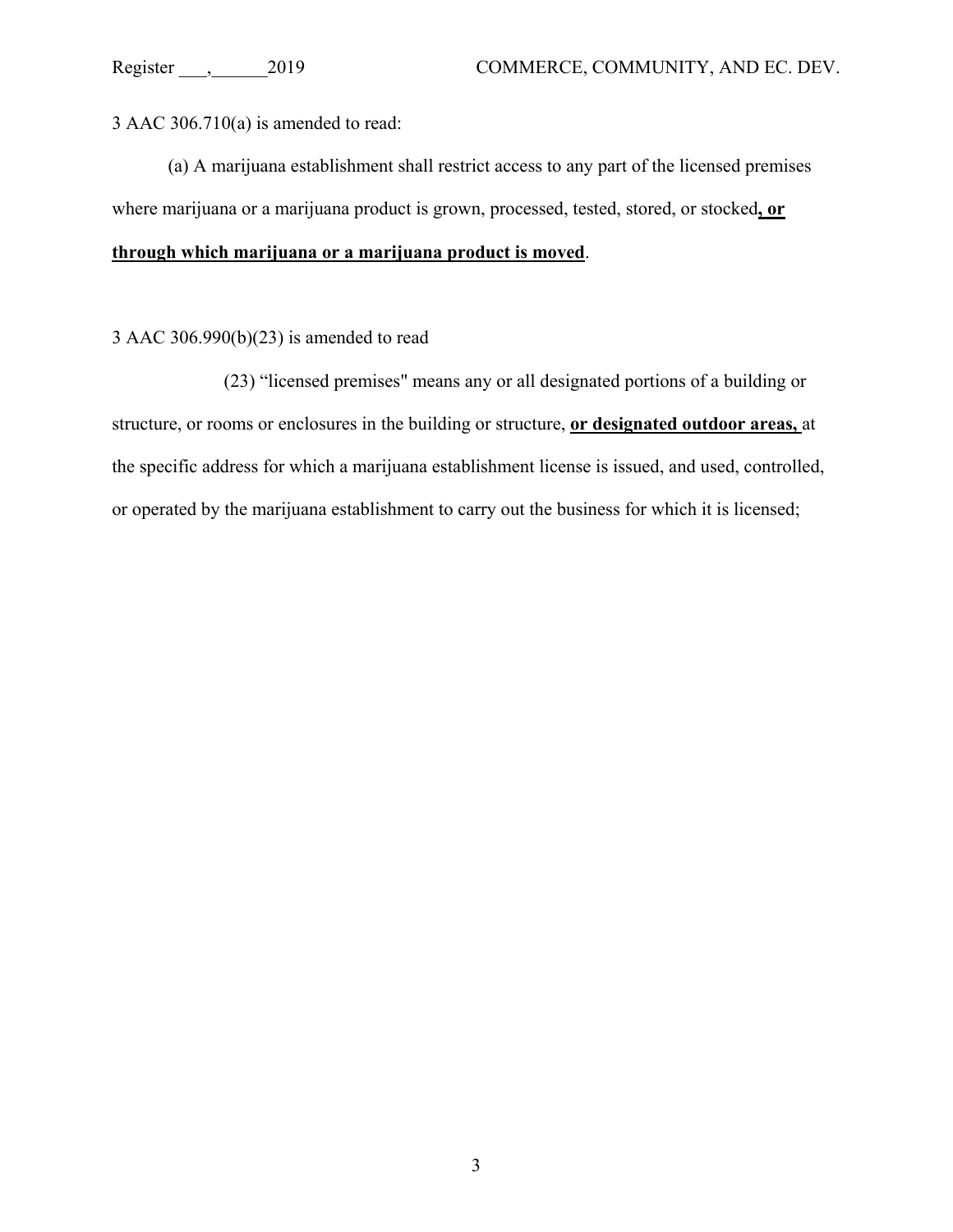3 AAC 306.710(a) is amended to read:

(a) A marijuana establishment shall restrict access to any part of the licensed premises where marijuana or a marijuana product is grown, processed, tested, stored, or stocked**, or through which marijuana or a marijuana product is moved**.

3 AAC 306.990(b)(23) is amended to read

(23) “licensed premises" means any or all designated portions of a building or structure, or rooms or enclosures in the building or structure, **or designated outdoor areas,** at the specific address for which a marijuana establishment license is issued, and used, controlled, or operated by the marijuana establishment to carry out the business for which it is licensed;